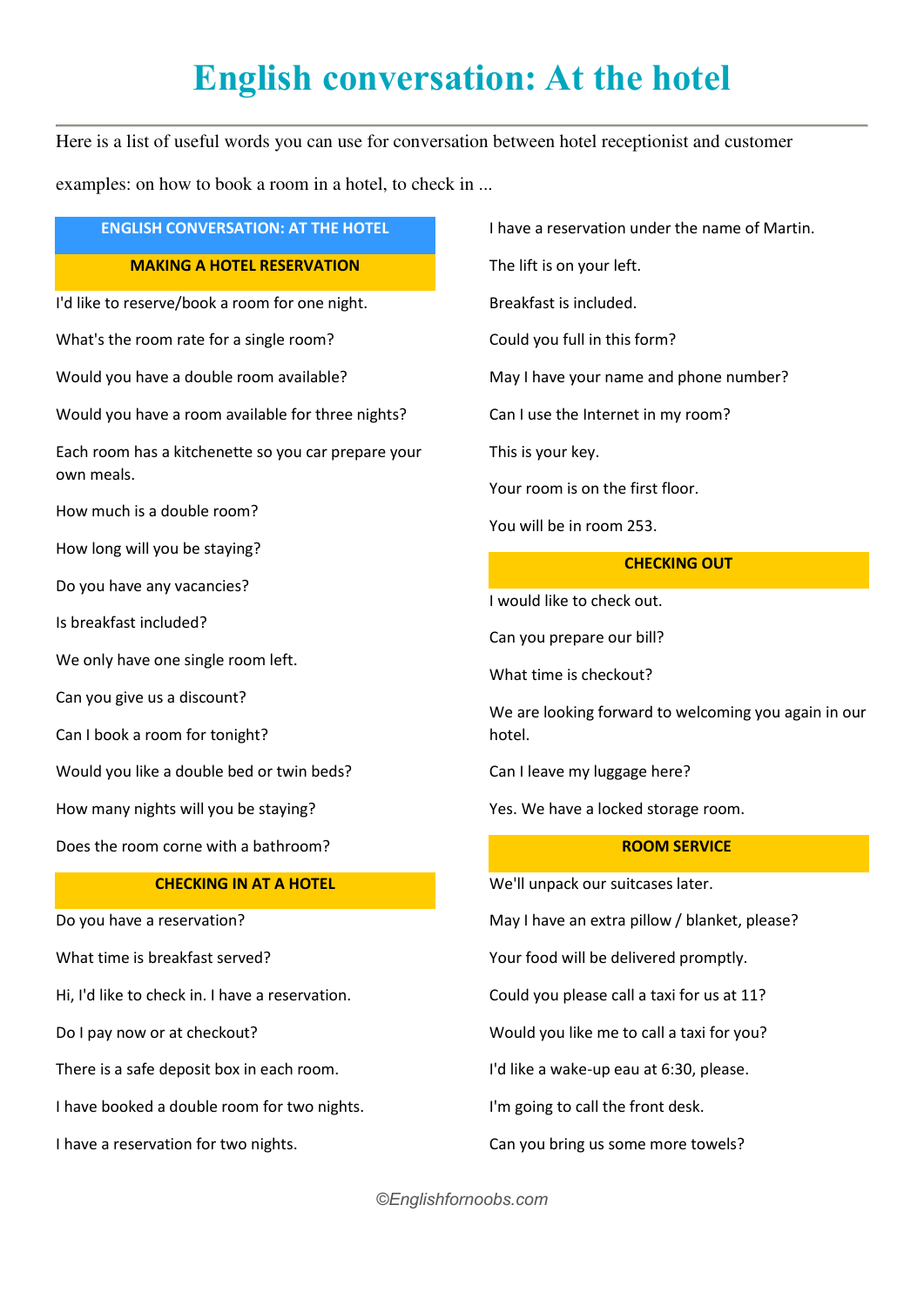# English conversation: At the hotel

Here is a list of useful words you can use for conversation between hotel receptionist and customer examples: on how to book a room in a hotel, to check in ...

## ENGLISH CONVERSATION: AT THE HOTEL

### MAKING A HOTEL RESERVATION

I'd like to reserve/book a room for one night.

What's the room rate for a single room?

Would you have a double room available?

Would you have a room available for three nights?

Each room has a kitchenette so you car prepare your own meals.

How much is a double room?

How long will you be staying?

Do you have any vacancies?

Is breakfast included?

We only have one single room left.

Can you give us a discount?

Can I book a room for tonight?

Would you like a double bed or twin beds?

How many nights will you be staying?

Does the room corne with a bathroom?

### CHECKING IN AT A HOTEL

Do you have a reservation?

What time is breakfast served?

Hi, I'd like to check in. I have a reservation.

Do I pay now or at checkout?

There is a safe deposit box in each room.

I have booked a double room for two nights.

I have a reservation for two nights.

I have a reservation under the name of Martin.

The lift is on your left.

Breakfast is included.

Could you full in this form?

May I have your name and phone number?

Can I use the Internet in my room?

This is your key.

Your room is on the first floor.

You will be in room 253.

### CHECKING OUT

I would like to check out.

Can you prepare our bill?

What time is checkout?

We are looking forward to welcoming you again in our hotel.

Can I leave my luggage here?

Yes. We have a locked storage room.

### ROOM SERVICE

We'll unpack our suitcases later.

May I have an extra pillow / blanket, please?

Your food will be delivered promptly.

Could you please call a taxi for us at 11?

Would you like me to call a taxi for you?

I'd like a wake-up eau at 6:30, please.

I'm going to call the front desk.

Can you bring us some more towels?

©Englishfornoobs.com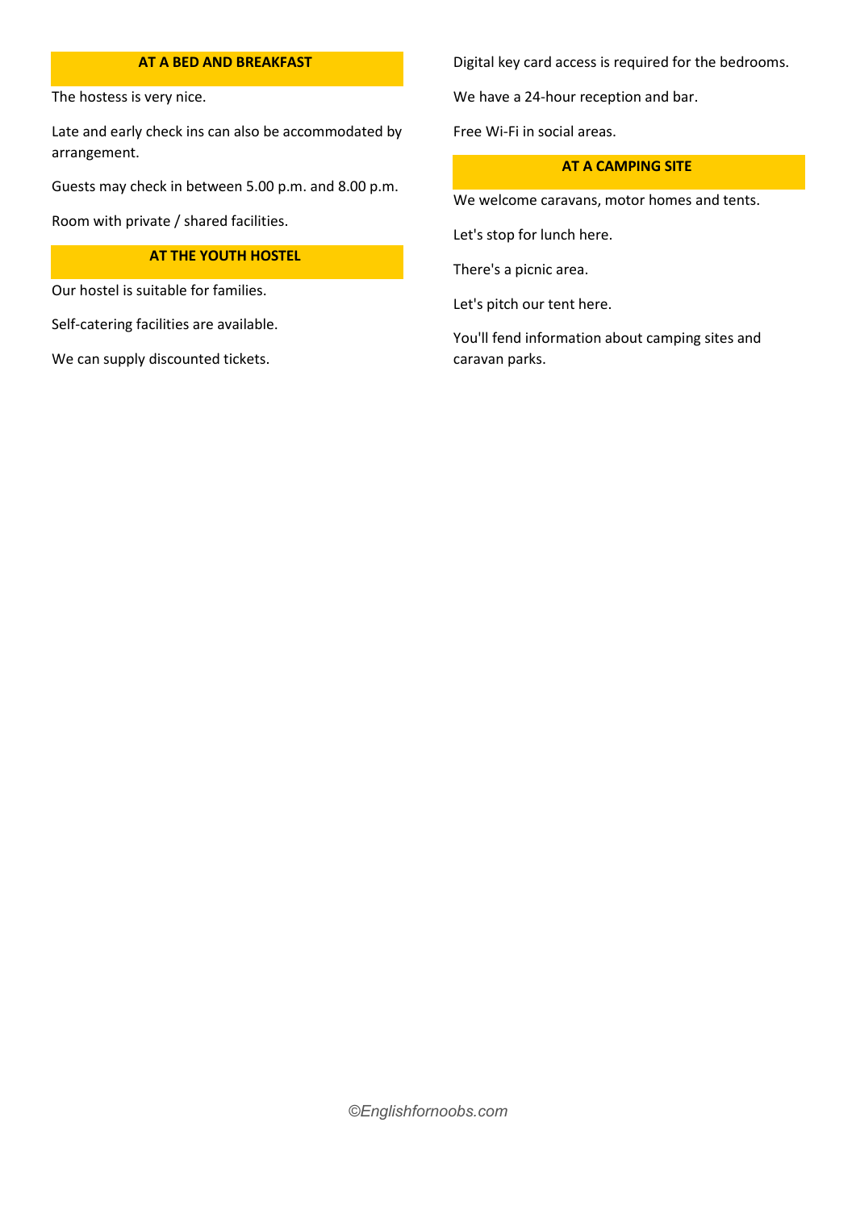## AT A BED AND BREAKFAST

The hostess is very nice.

Late and early check ins can also be accommodated by arrangement.

Guests may check in between 5.00 p.m. and 8.00 p.m.

Room with private / shared facilities.

## AT THE YOUTH HOSTEL

Our hostel is suitable for families.

Self-catering facilities are available.

We can supply discounted tickets.

Digital key card access is required for the bedrooms.

We have a 24-hour reception and bar.

Free Wi-Fi in social areas.

## AT A CAMPING SITE

We welcome caravans, motor homes and tents.

Let's stop for lunch here.

There's a picnic area.

Let's pitch our tent here.

You'll fend information about camping sites and caravan parks.

*©Englishfornoobs.com*